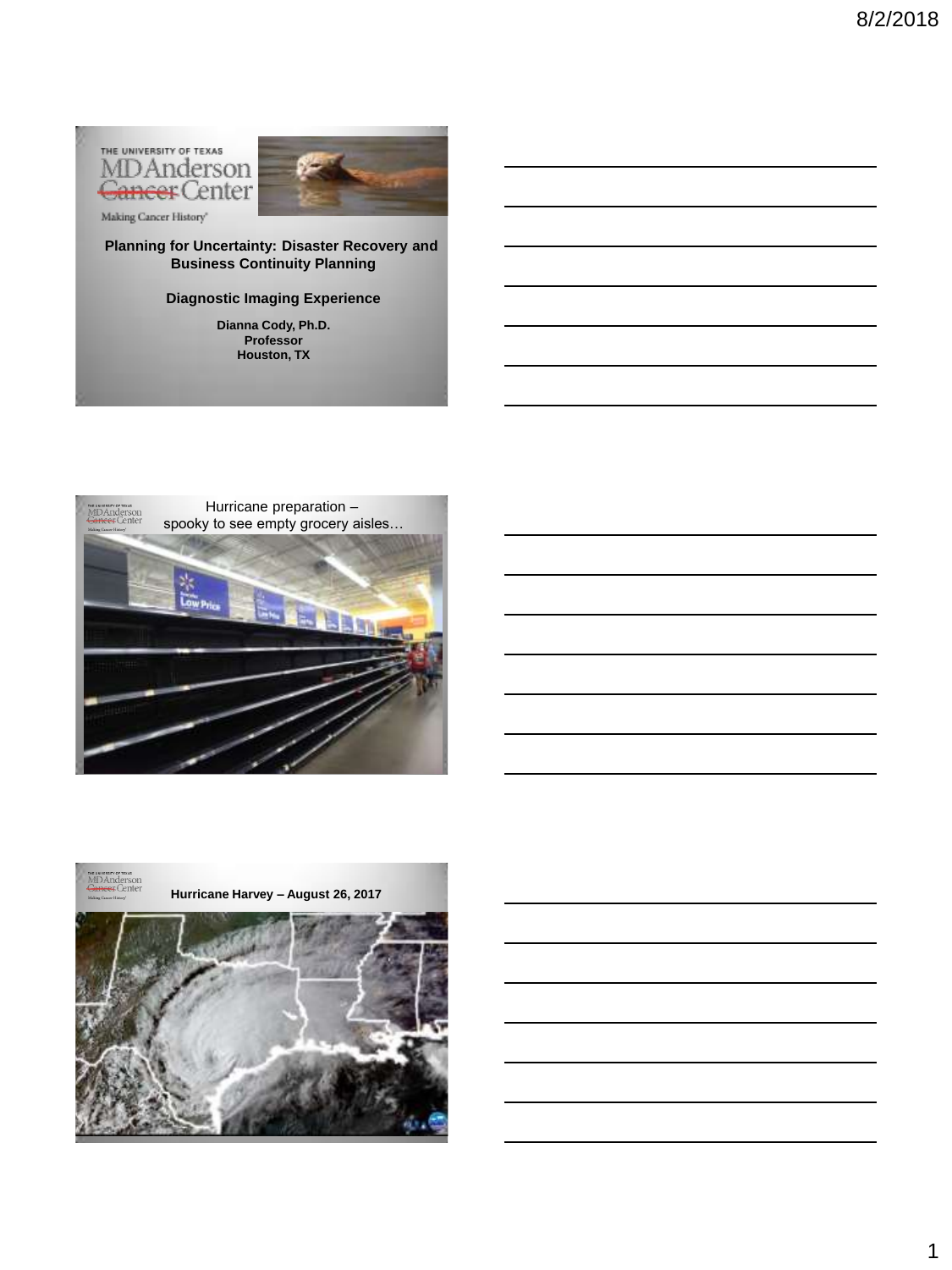THE UNIVERSITY OF TEXAS
MD Anderson Cancer Center
Making Cancer History®

**Planning for Uncertainty: Disaster Recovery and Business Continuity Planning**

**Diagnostic Imaging Experience**

**Dianna Cody, Ph.D.**
**Professor**
**Houston, TX**

Hurricane preparation –
spooky to see empty grocery aisles…

**Hurricane Harvey – August 26, 2017**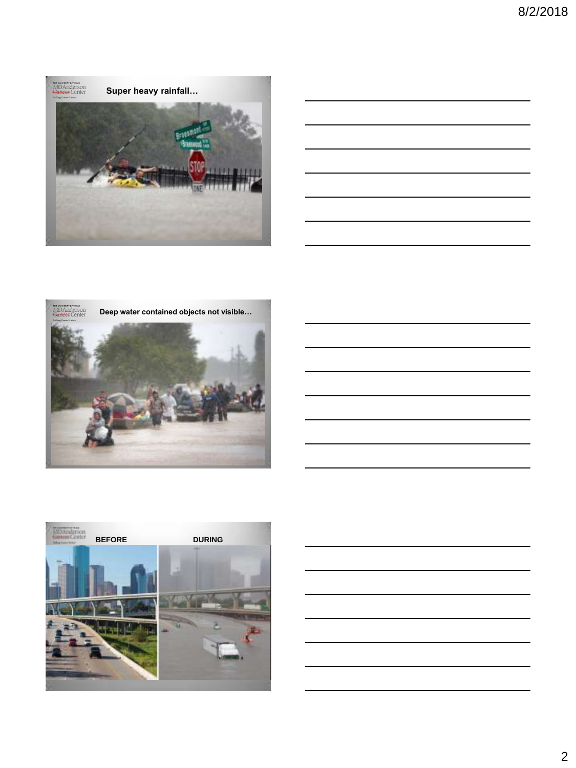Super heavy rainfall…

Deep water contained objects not visible…

BEFORE DURING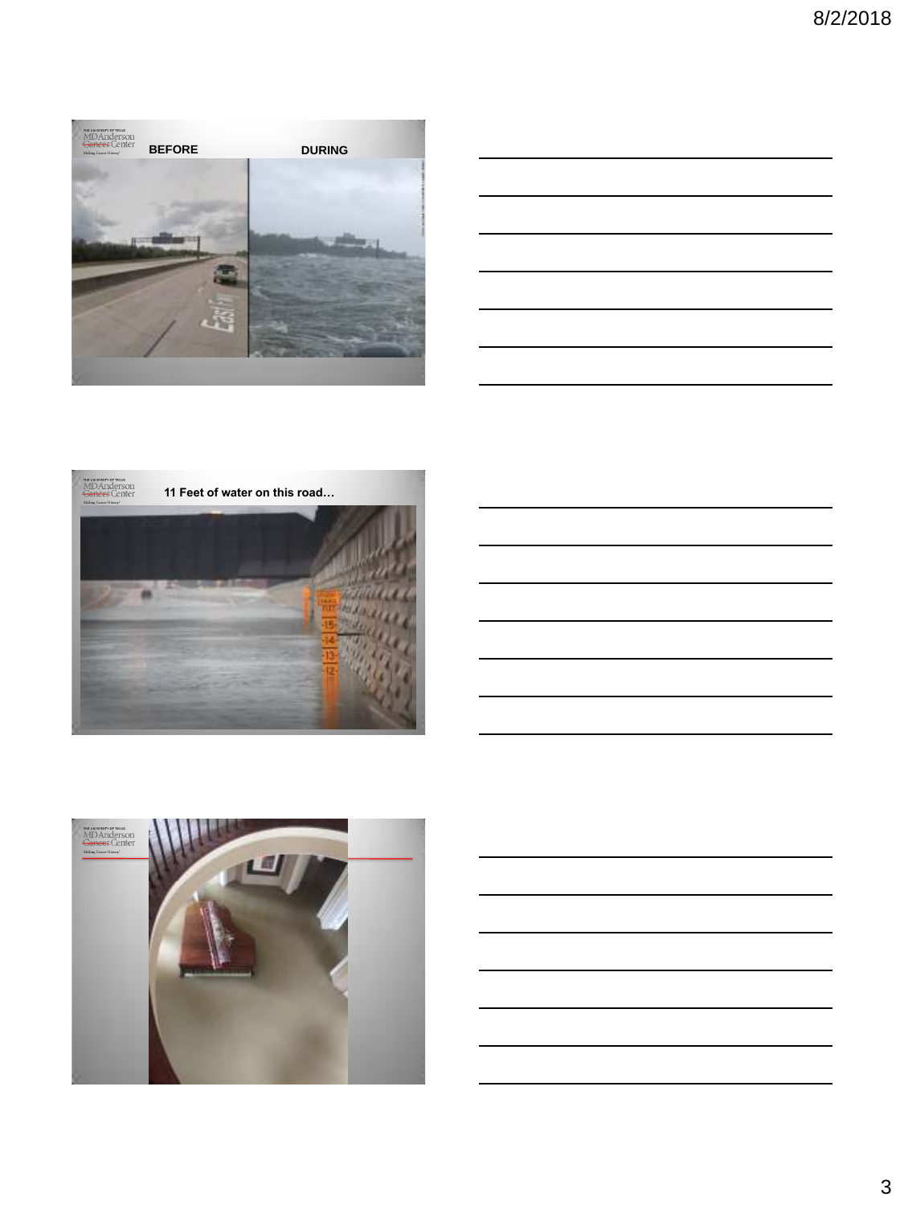BEFORE

DURING

11 Feet of water on this road…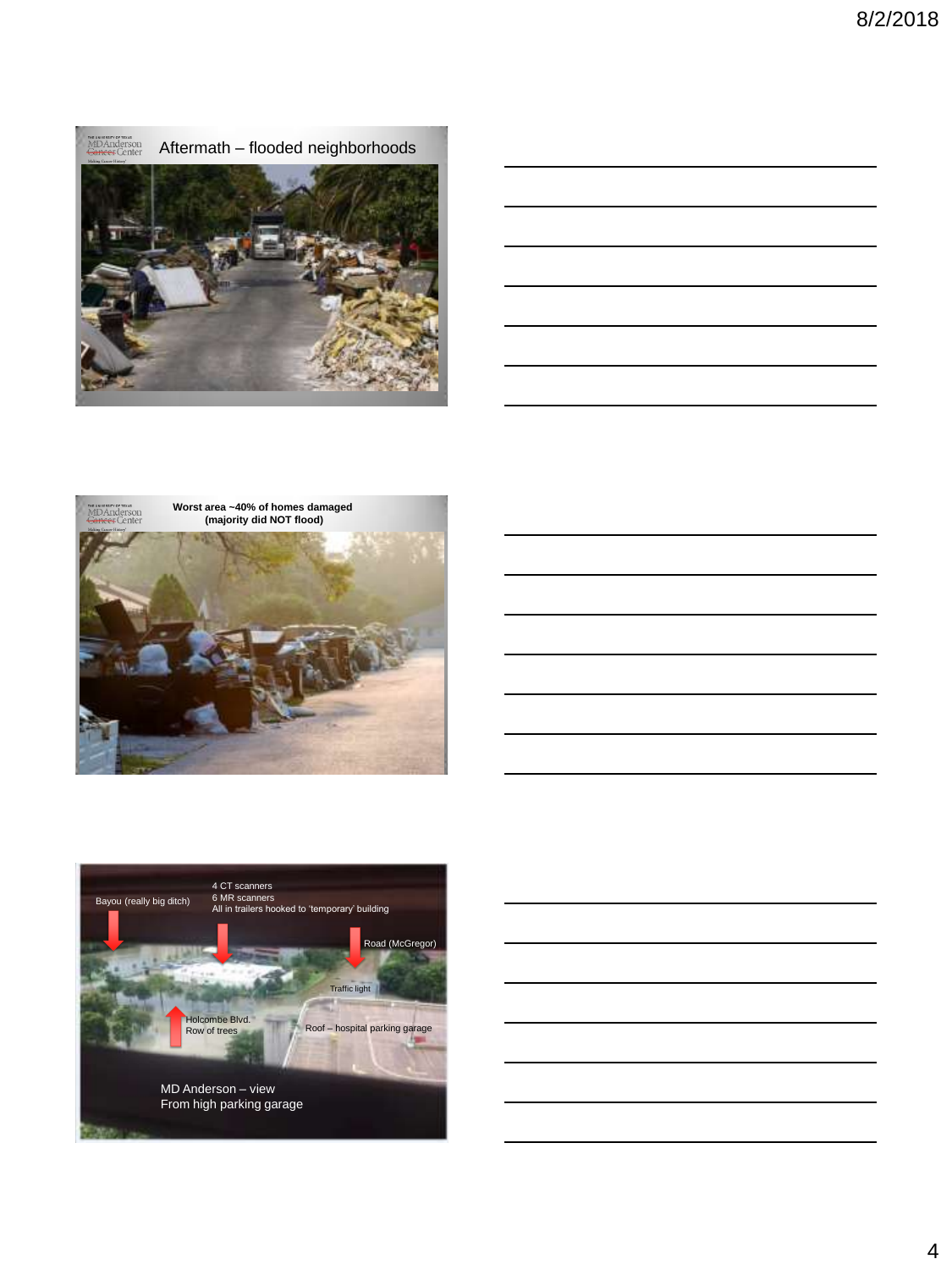## Aftermath – flooded neighborhoods

## Worst area ~40% of homes damaged (majority did NOT flood)

Bayou (really big ditch)

4 CT scanners
6 MR scanners
All in trailers hooked to 'temporary' building

Road (McGregor)

Traffic light

Holcombe Blvd.
Row of trees

Roof – hospital parking garage

MD Anderson – view
From high parking garage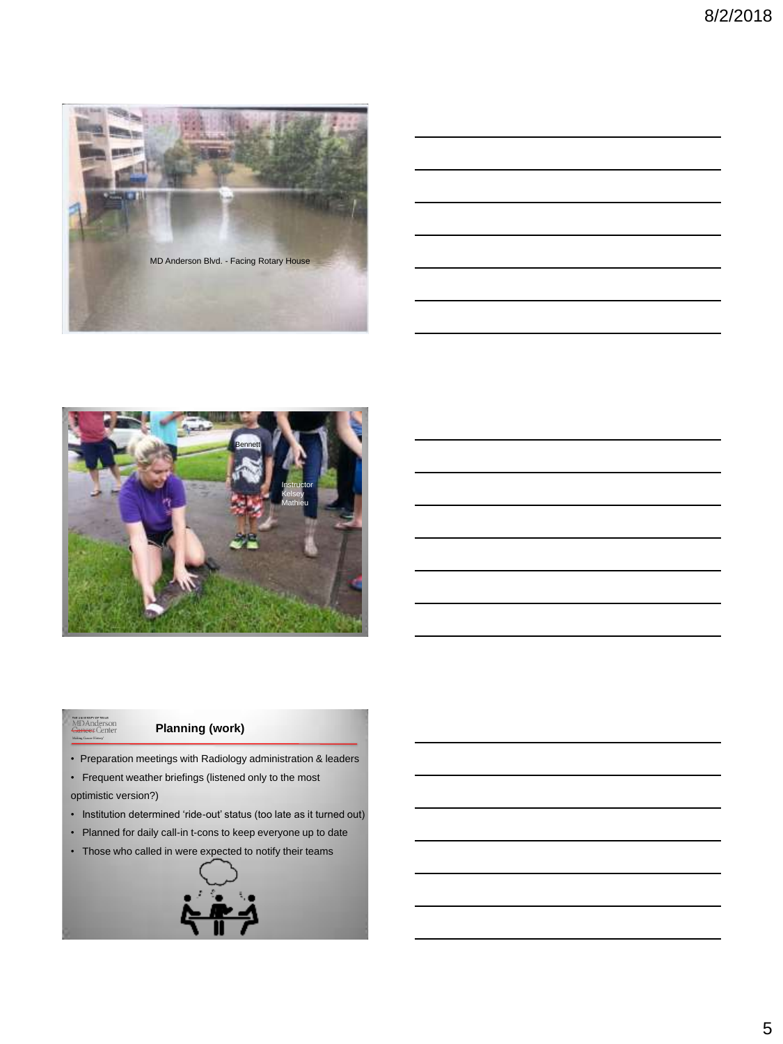MD Anderson Blvd. - Facing Rotary House

Bennett

Instructor Kelsey Mathieu

## Planning (work)

- Preparation meetings with Radiology administration & leaders
- Frequent weather briefings (listened only to the most optimistic version?)
- Institution determined 'ride-out' status (too late as it turned out)
- Planned for daily call-in t-cons to keep everyone up to date
- Those who called in were expected to notify their teams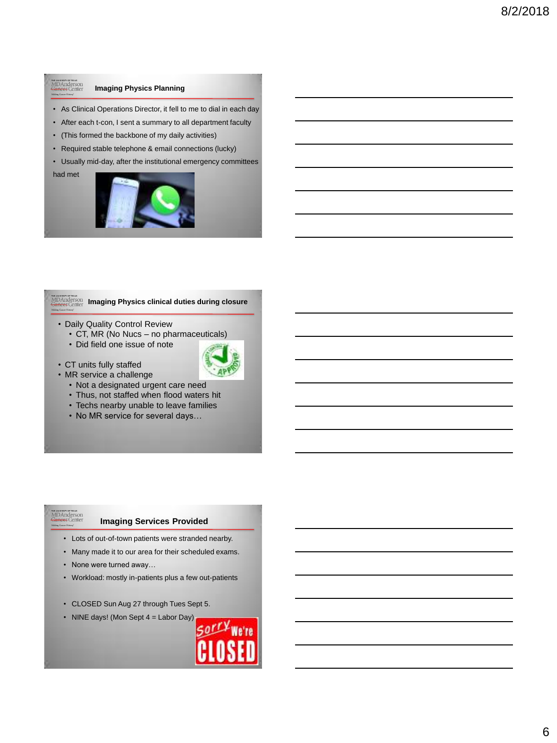## Imaging Physics Planning

- As Clinical Operations Director, it fell to me to dial in each day
- After each t-con, I sent a summary to all department faculty
- (This formed the backbone of my daily activities)
- Required stable telephone & email connections (lucky)
- Usually mid-day, after the institutional emergency committees had met

## Imaging Physics clinical duties during closure

- Daily Quality Control Review
  - CT, MR (No Nucs – no pharmaceuticals)
  - Did field one issue of note
- CT units fully staffed
- MR service a challenge
  - Not a designated urgent care need
  - Thus, not staffed when flood waters hit
  - Techs nearby unable to leave families
  - No MR service for several days…

## Imaging Services Provided

- Lots of out-of-town patients were stranded nearby.
- Many made it to our area for their scheduled exams.
- None were turned away…
- Workload: mostly in-patients plus a few out-patients
- CLOSED Sun Aug 27 through Tues Sept 5.
- NINE days! (Mon Sept 4 = Labor Day)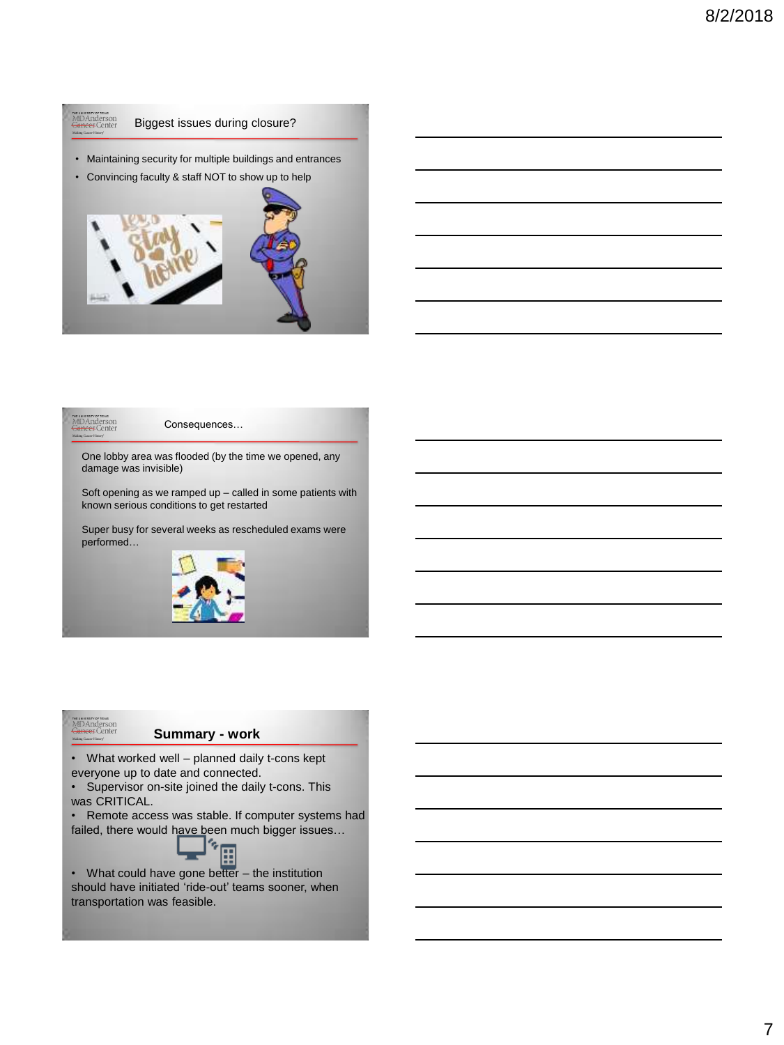## Biggest issues during closure?

- Maintaining security for multiple buildings and entrances
- Convincing faculty & staff NOT to show up to help

## Consequences…

One lobby area was flooded (by the time we opened, any damage was invisible)

Soft opening as we ramped up – called in some patients with known serious conditions to get restarted

Super busy for several weeks as rescheduled exams were performed…

## Summary - work

- What worked well – planned daily t-cons kept everyone up to date and connected.
- Supervisor on-site joined the daily t-cons. This was CRITICAL.
- Remote access was stable. If computer systems had failed, there would have been much bigger issues…
- What could have gone better – the institution should have initiated 'ride-out' teams sooner, when transportation was feasible.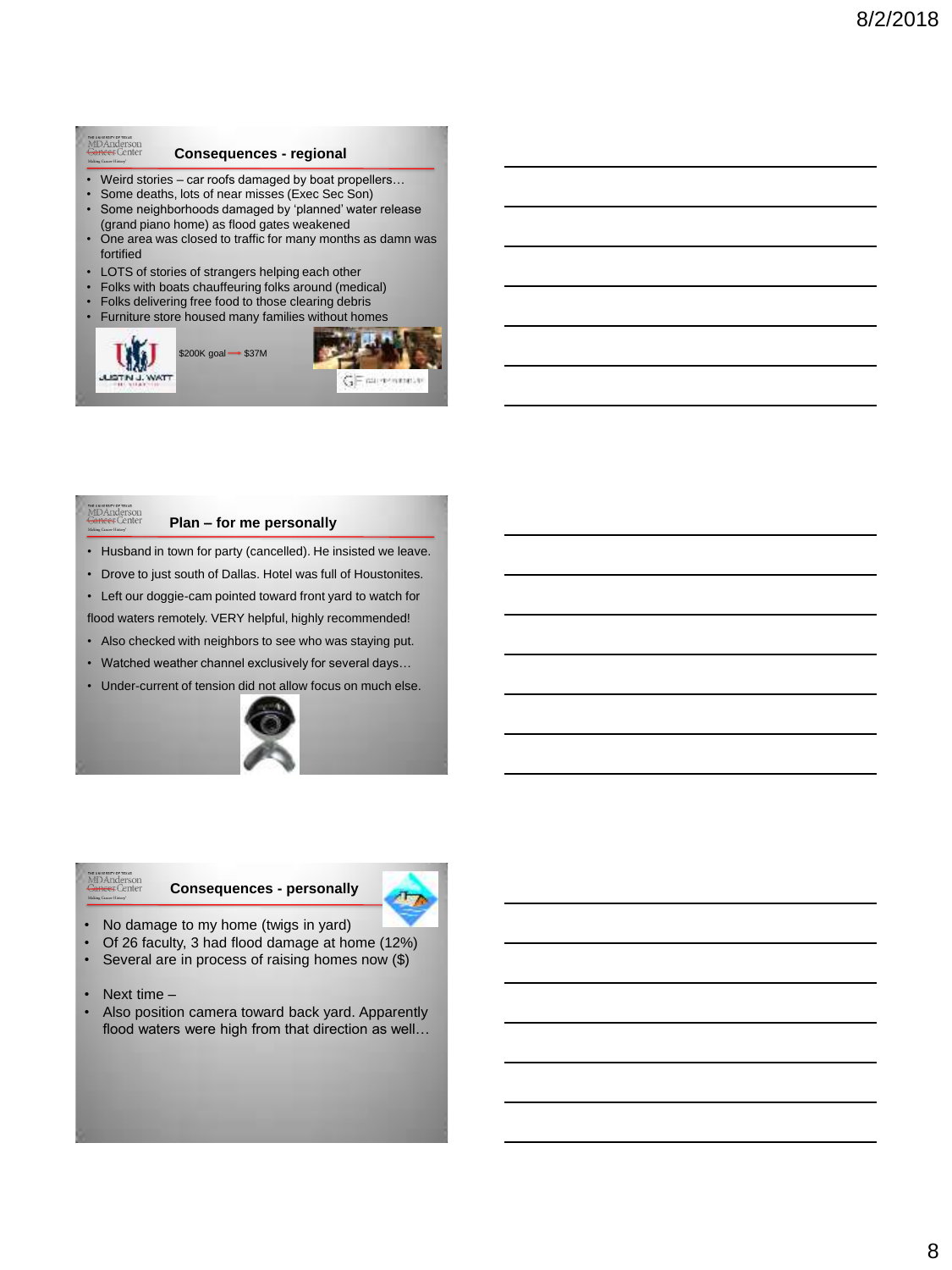## Consequences - regional

- Weird stories – car roofs damaged by boat propellers…
- Some deaths, lots of near misses (Exec Sec Son)
- Some neighborhoods damaged by 'planned' water release (grand piano home) as flood gates weakened
- One area was closed to traffic for many months as damn was fortified
- LOTS of stories of strangers helping each other
- Folks with boats chauffeuring folks around (medical)
- Folks delivering free food to those clearing debris
- Furniture store housed many families without homes

$200K goal → $37M

## Plan – for me personally

- Husband in town for party (cancelled). He insisted we leave.
- Drove to just south of Dallas. Hotel was full of Houstonites.
- Left our doggie-cam pointed toward front yard to watch for flood waters remotely. VERY helpful, highly recommended!
- Also checked with neighbors to see who was staying put.
- Watched weather channel exclusively for several days…
- Under-current of tension did not allow focus on much else.

## Consequences - personally

- No damage to my home (twigs in yard)
- Of 26 faculty, 3 had flood damage at home (12%)
- Several are in process of raising homes now ($)

- Next time –
- Also position camera toward back yard. Apparently flood waters were high from that direction as well…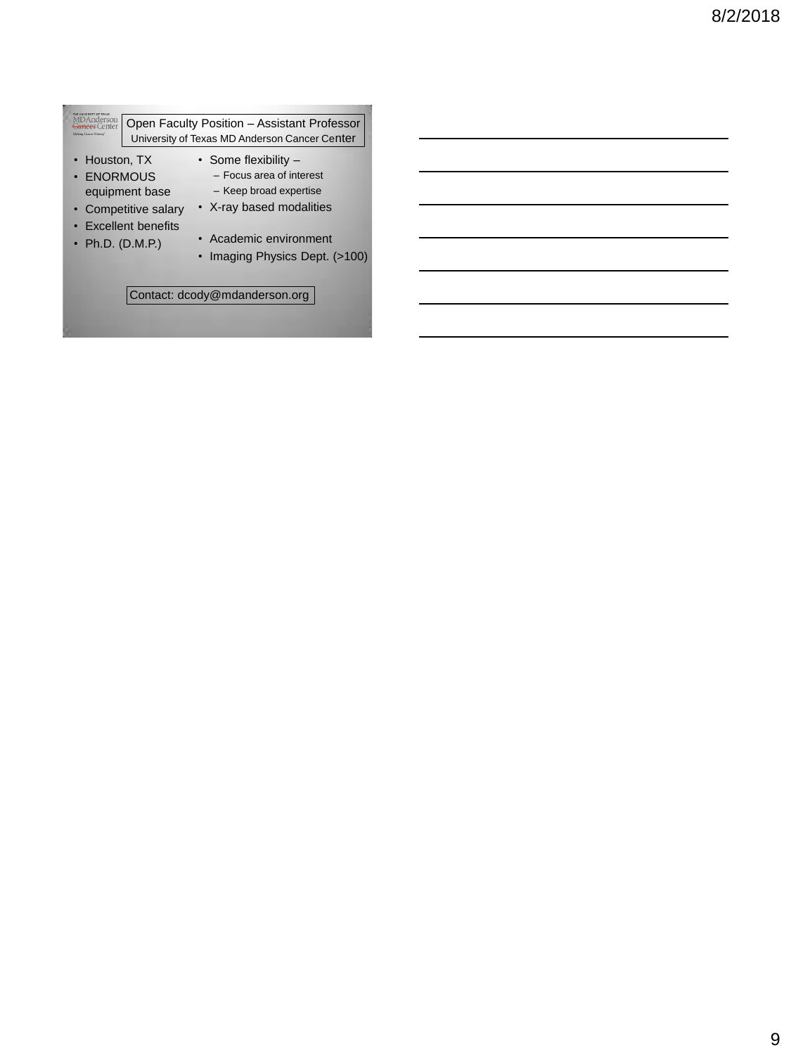## Open Faculty Position – Assistant Professor
University of Texas MD Anderson Cancer Center

- Houston, TX
- ENORMOUS equipment base
- Competitive salary
- Excellent benefits
- Ph.D. (D.M.P.)

- Some flexibility –
  - Focus area of interest
  - Keep broad expertise
- X-ray based modalities
- Academic environment
- Imaging Physics Dept. (>100)

Contact: dcody@mdanderson.org